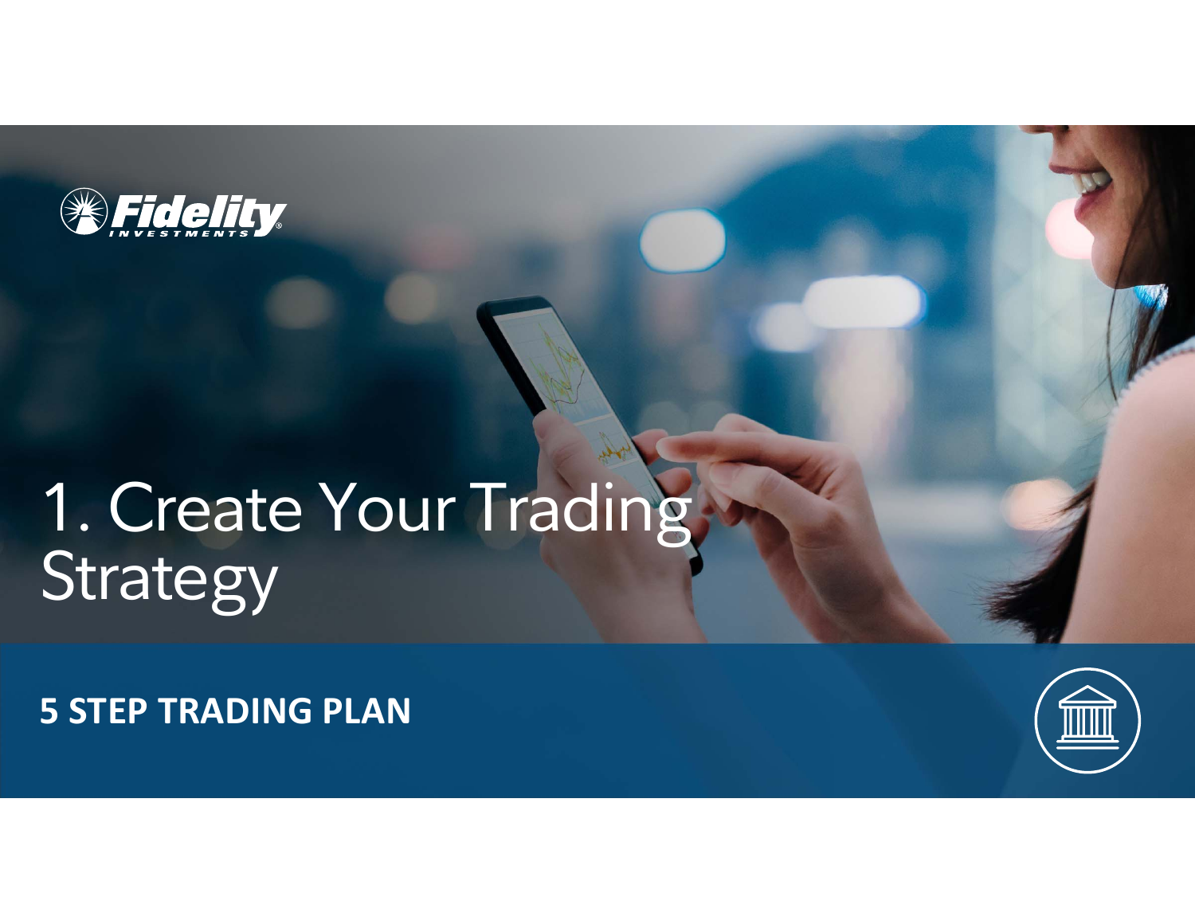Fidelity INVESTMENTS

# 1. Create Your Trading Strategy

**5 STEP TRADING PLAN**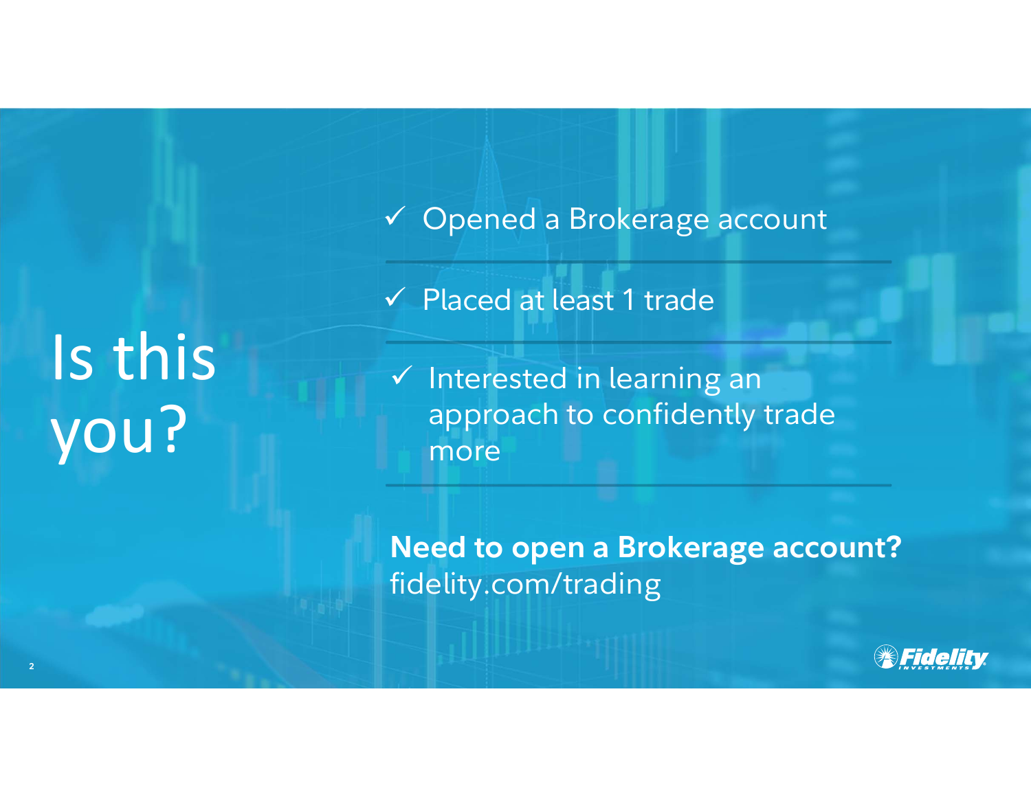# Is this you?

- ✓ Opened a Brokerage account
- ✓ Placed at least 1 trade
- ✓ Interested in learning an approach to confidently trade more

**Need to open a Brokerage account?**
fidelity.com/trading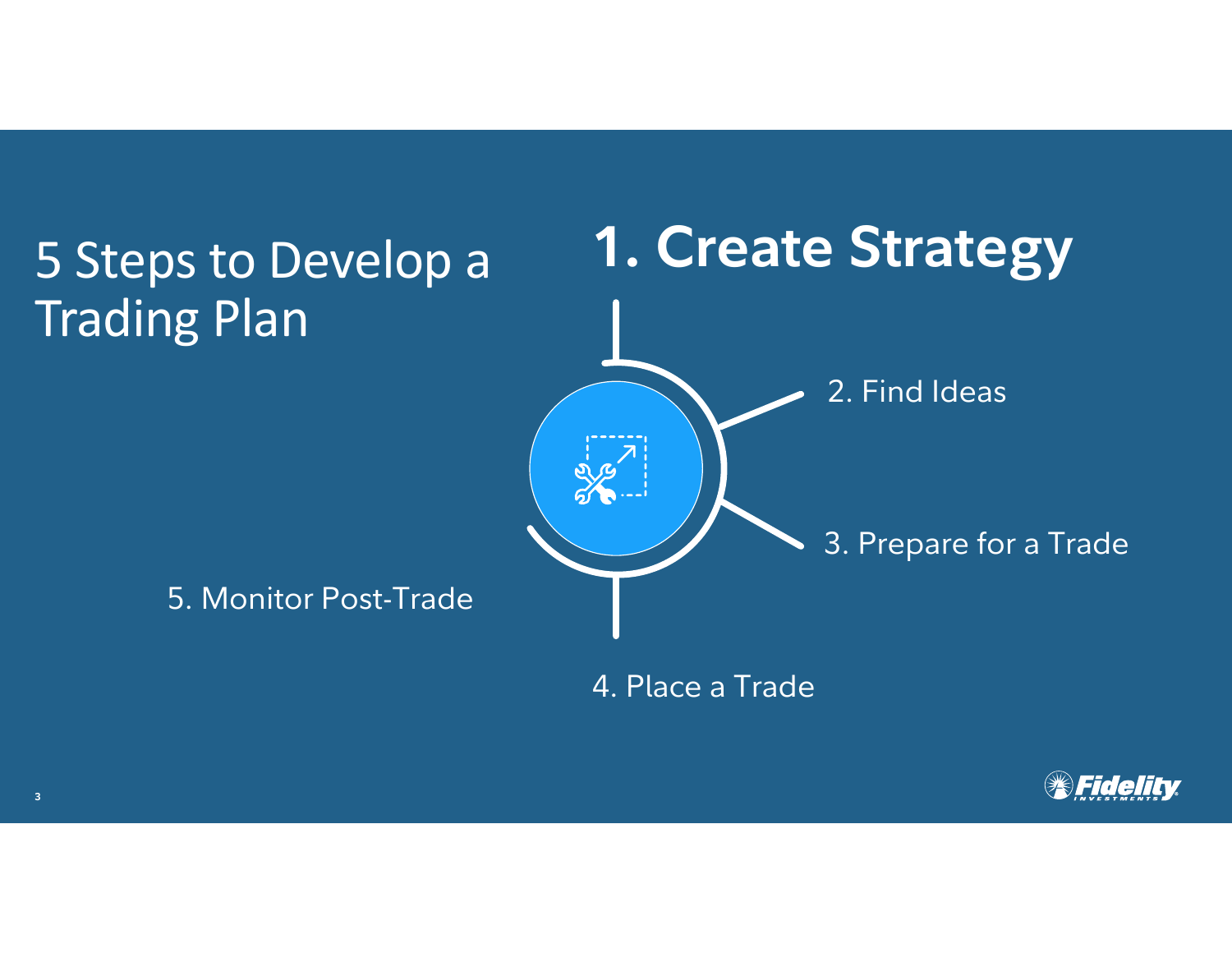# 5 Steps to Develop a Trading Plan

## 1. Create Strategy

2. Find Ideas

3. Prepare for a Trade

4. Place a Trade

5. Monitor Post-Trade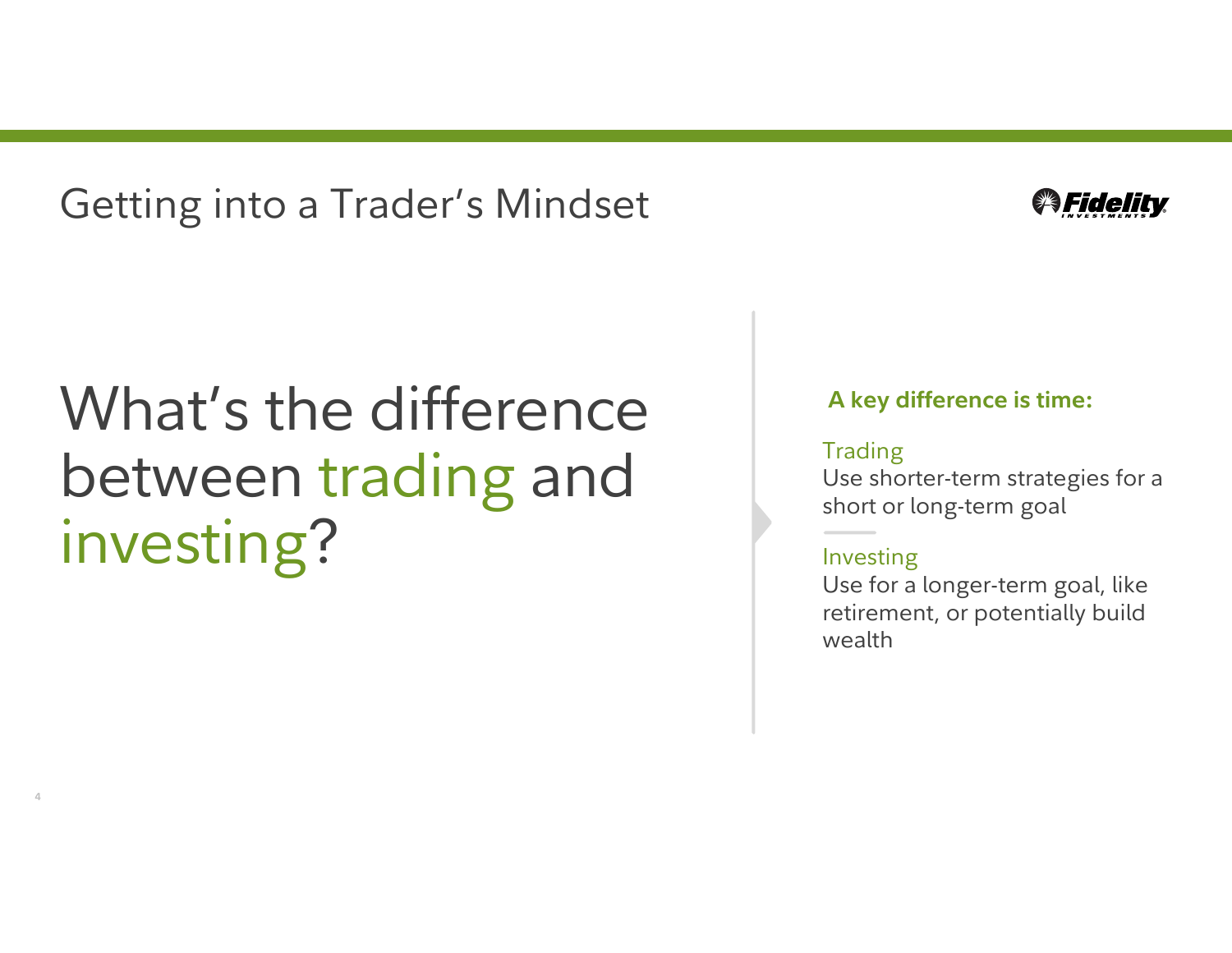# Getting into a Trader's Mindset

## What's the difference between trading and investing?

**A key difference is time:**

Trading
Use shorter-term strategies for a short or long-term goal

Investing
Use for a longer-term goal, like retirement, or potentially build wealth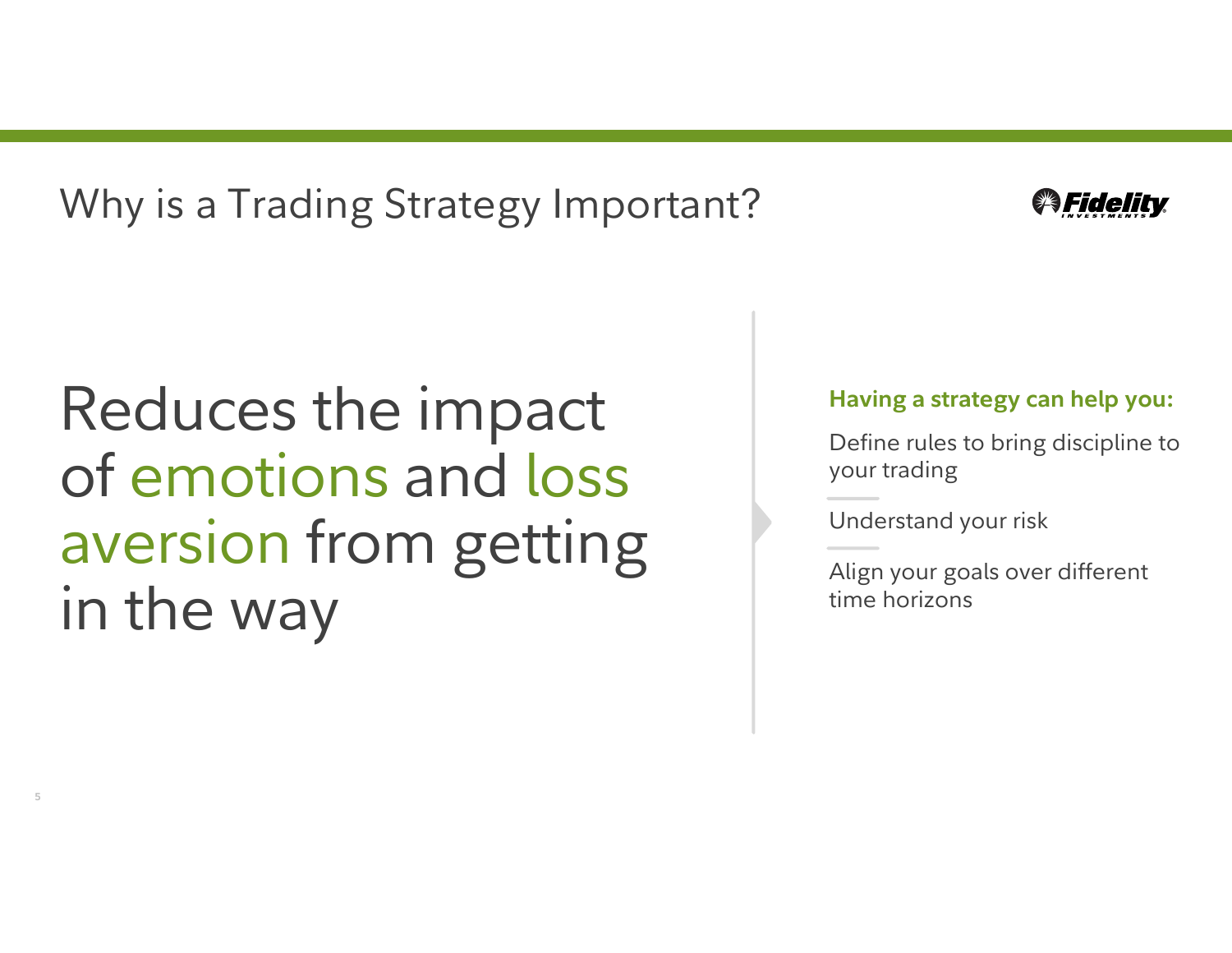# Why is a Trading Strategy Important?

## Reduces the impact of emotions and loss aversion from getting in the way

**Having a strategy can help you:**

- Define rules to bring discipline to your trading
- Understand your risk
- Align your goals over different time horizons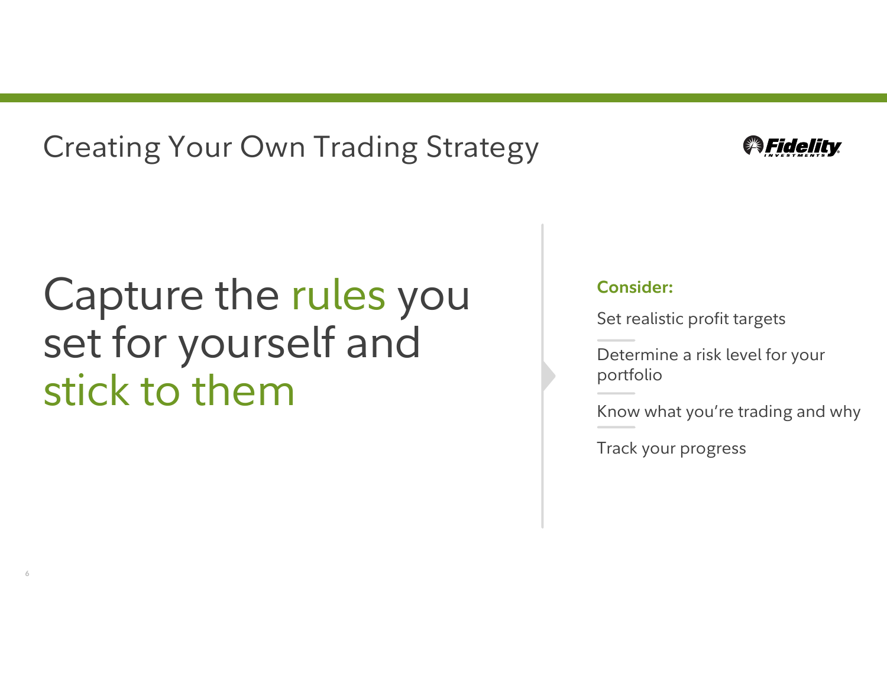# Creating Your Own Trading Strategy

## Capture the rules you set for yourself and stick to them

**Consider:**

- Set realistic profit targets
- Determine a risk level for your portfolio
- Know what you're trading and why
- Track your progress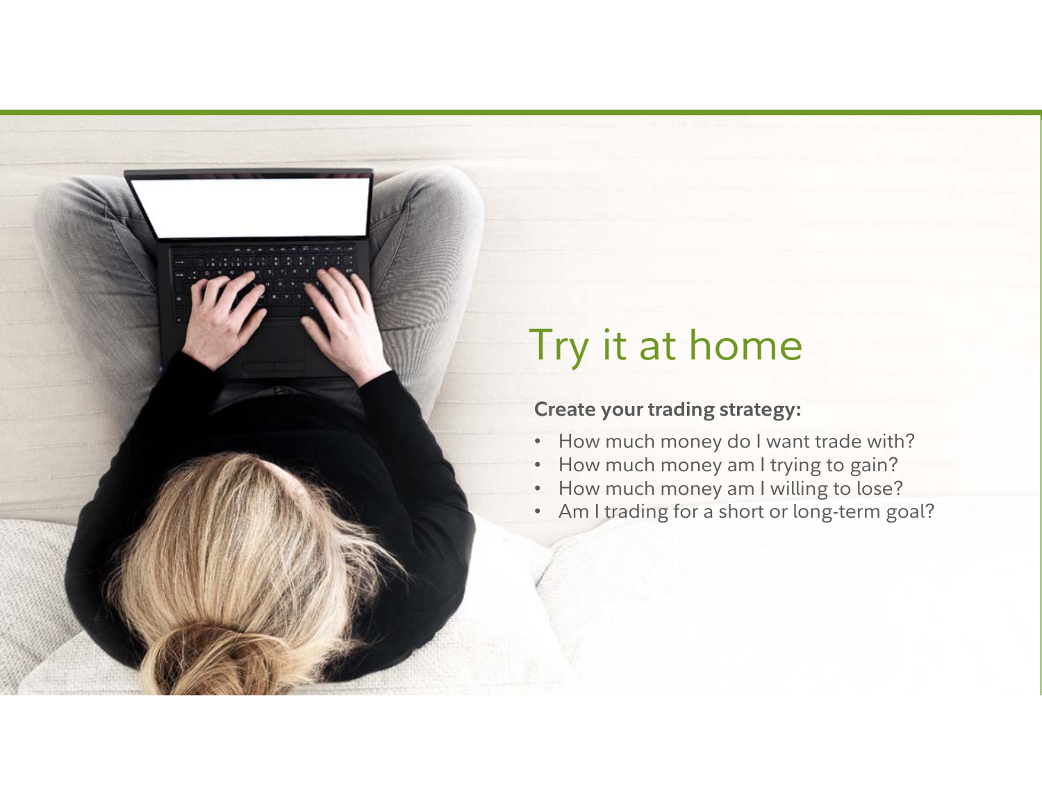# Try it at home

**Create your trading strategy:**

- How much money do I want trade with?
- How much money am I trying to gain?
- How much money am I willing to lose?
- Am I trading for a short or long-term goal?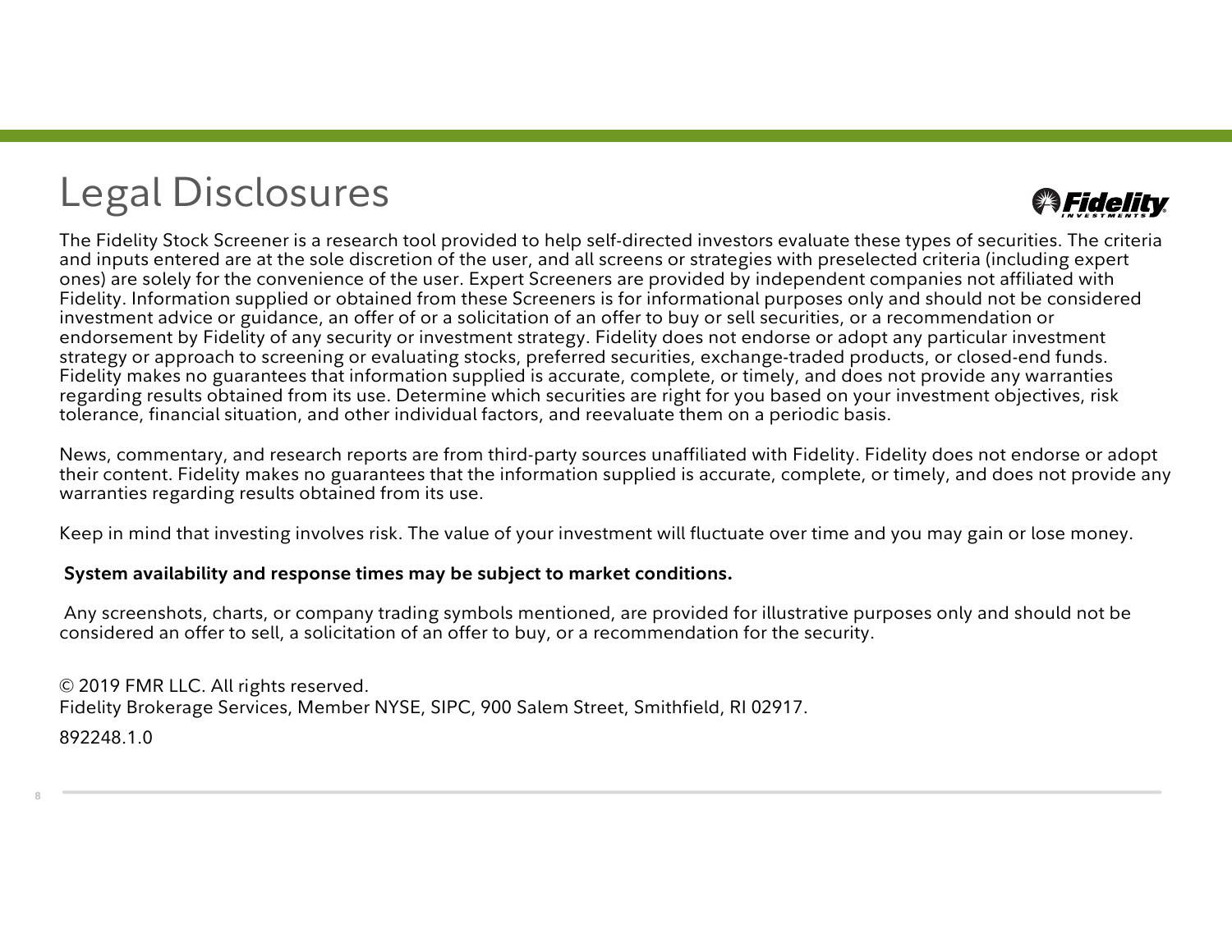# Legal Disclosures

The Fidelity Stock Screener is a research tool provided to help self-directed investors evaluate these types of securities. The criteria and inputs entered are at the sole discretion of the user, and all screens or strategies with preselected criteria (including expert ones) are solely for the convenience of the user. Expert Screeners are provided by independent companies not affiliated with Fidelity. Information supplied or obtained from these Screeners is for informational purposes only and should not be considered investment advice or guidance, an offer of or a solicitation of an offer to buy or sell securities, or a recommendation or endorsement by Fidelity of any security or investment strategy. Fidelity does not endorse or adopt any particular investment strategy or approach to screening or evaluating stocks, preferred securities, exchange-traded products, or closed-end funds. Fidelity makes no guarantees that information supplied is accurate, complete, or timely, and does not provide any warranties regarding results obtained from its use. Determine which securities are right for you based on your investment objectives, risk tolerance, financial situation, and other individual factors, and reevaluate them on a periodic basis.

News, commentary, and research reports are from third-party sources unaffiliated with Fidelity. Fidelity does not endorse or adopt their content. Fidelity makes no guarantees that the information supplied is accurate, complete, or timely, and does not provide any warranties regarding results obtained from its use.

Keep in mind that investing involves risk. The value of your investment will fluctuate over time and you may gain or lose money.

**System availability and response times may be subject to market conditions.**

Any screenshots, charts, or company trading symbols mentioned, are provided for illustrative purposes only and should not be considered an offer to sell, a solicitation of an offer to buy, or a recommendation for the security.

© 2019 FMR LLC. All rights reserved.
Fidelity Brokerage Services, Member NYSE, SIPC, 900 Salem Street, Smithfield, RI 02917.

892248.1.0